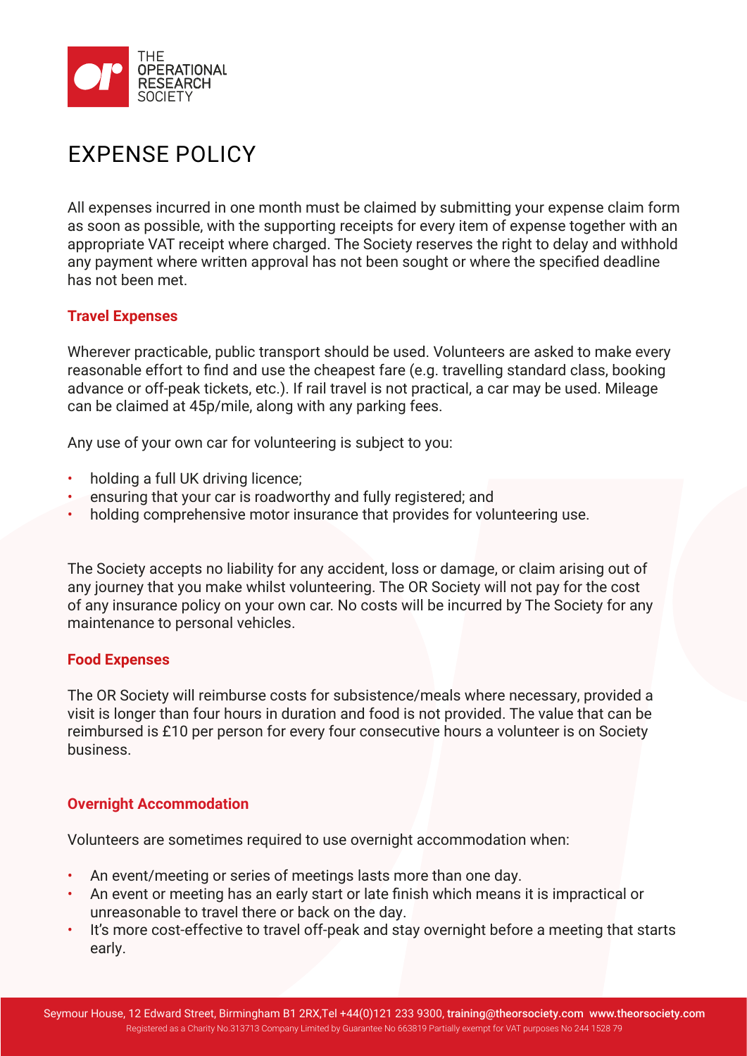# EXPENSE POLICY

All expenses incurred in one month must be claimed by submitting your expense claim form as soon as possible, with the supporting receipts for every item of expense together with an appropriate VAT receipt where charged. The Society reserves the right to delay and withhold any payment where written approval has not been sought or where the specified deadline has not been met.

## Travel Expenses

Wherever practicable, public transport should be used. Volunteers are asked to make every reasonable effort to find and use the cheapest fare (e.g. travelling standard class, booking advance or off-peak tickets, etc.). If rail travel is not practical, a car may be used. Mileage can be claimed at 45p/mile, along with any parking fees.

Any use of your own car for volunteering is subject to you:

- holding a full UK driving licence;
- ensuring that your car is roadworthy and fully registered; and
- holding comprehensive motor insurance that provides for volunteering use.

The Society accepts no liability for any accident, loss or damage, or claim arising out of any journey that you make whilst volunteering. The OR Society will not pay for the cost of any insurance policy on your own car. No costs will be incurred by The Society for any maintenance to personal vehicles.

## Food Expenses

The OR Society will reimburse costs for subsistence/meals where necessary, provided a visit is longer than four hours in duration and food is not provided. The value that can be reimbursed is £10 per person for every four consecutive hours a volunteer is on Society business.

## Overnight Accommodation

Volunteers are sometimes required to use overnight accommodation when:

- An event/meeting or series of meetings lasts more than one day.
- An event or meeting has an early start or late finish which means it is impractical or unreasonable to travel there or back on the day.
- It's more cost-effective to travel off-peak and stay overnight before a meeting that starts early.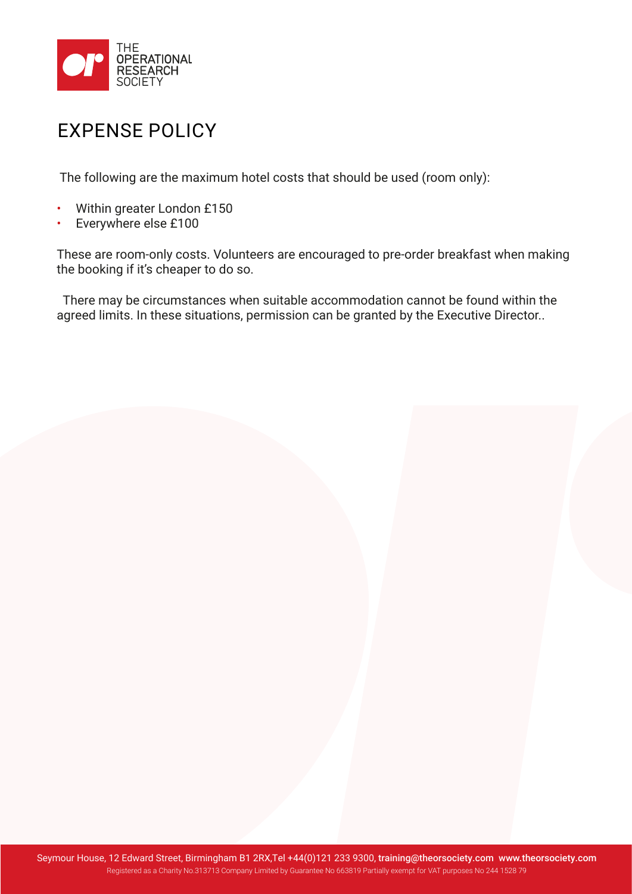# EXPENSE POLICY

The following are the maximum hotel costs that should be used (room only):

- Within greater London £150
- Everywhere else £100

These are room-only costs. Volunteers are encouraged to pre-order breakfast when making the booking if it's cheaper to do so.

There may be circumstances when suitable accommodation cannot be found within the agreed limits. In these situations, permission can be granted by the Executive Director..